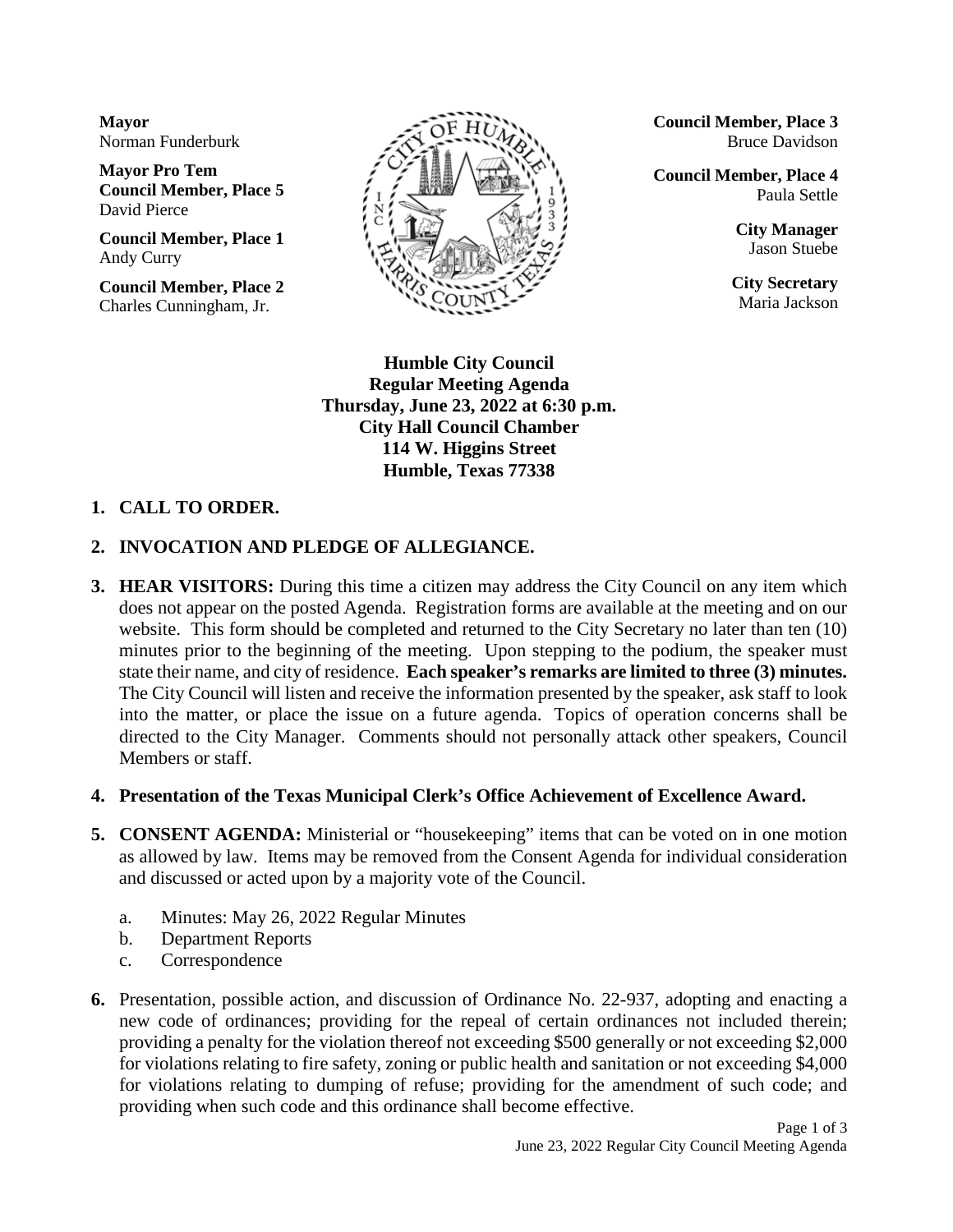**Mayor**
Norman Funderburk

**Mayor Pro Tem**
**Council Member, Place 5**
David Pierce

**Council Member, Place 1**
Andy Curry

**Council Member, Place 2**
Charles Cunningham, Jr.

**Council Member, Place 3**
Bruce Davidson

**Council Member, Place 4**
Paula Settle

**City Manager**
Jason Stuebe

**City Secretary**
Maria Jackson

**Humble City Council**
**Regular Meeting Agenda**
**Thursday, June 23, 2022 at 6:30 p.m.**
**City Hall Council Chamber**
**114 W. Higgins Street**
**Humble, Texas 77338**

1. **CALL TO ORDER.**

2. **INVOCATION AND PLEDGE OF ALLEGIANCE.**

3. **HEAR VISITORS:** During this time a citizen may address the City Council on any item which does not appear on the posted Agenda. Registration forms are available at the meeting and on our website. This form should be completed and returned to the City Secretary no later than ten (10) minutes prior to the beginning of the meeting. Upon stepping to the podium, the speaker must state their name, and city of residence. **Each speaker's remarks are limited to three (3) minutes.** The City Council will listen and receive the information presented by the speaker, ask staff to look into the matter, or place the issue on a future agenda. Topics of operation concerns shall be directed to the City Manager. Comments should not personally attack other speakers, Council Members or staff.

4. **Presentation of the Texas Municipal Clerk's Office Achievement of Excellence Award.**

5. **CONSENT AGENDA:** Ministerial or "housekeeping" items that can be voted on in one motion as allowed by law. Items may be removed from the Consent Agenda for individual consideration and discussed or acted upon by a majority vote of the Council.

   a. Minutes: May 26, 2022 Regular Minutes
   b. Department Reports
   c. Correspondence

6. Presentation, possible action, and discussion of Ordinance No. 22-937, adopting and enacting a new code of ordinances; providing for the repeal of certain ordinances not included therein; providing a penalty for the violation thereof not exceeding $500 generally or not exceeding $2,000 for violations relating to fire safety, zoning or public health and sanitation or not exceeding $4,000 for violations relating to dumping of refuse; providing for the amendment of such code; and providing when such code and this ordinance shall become effective.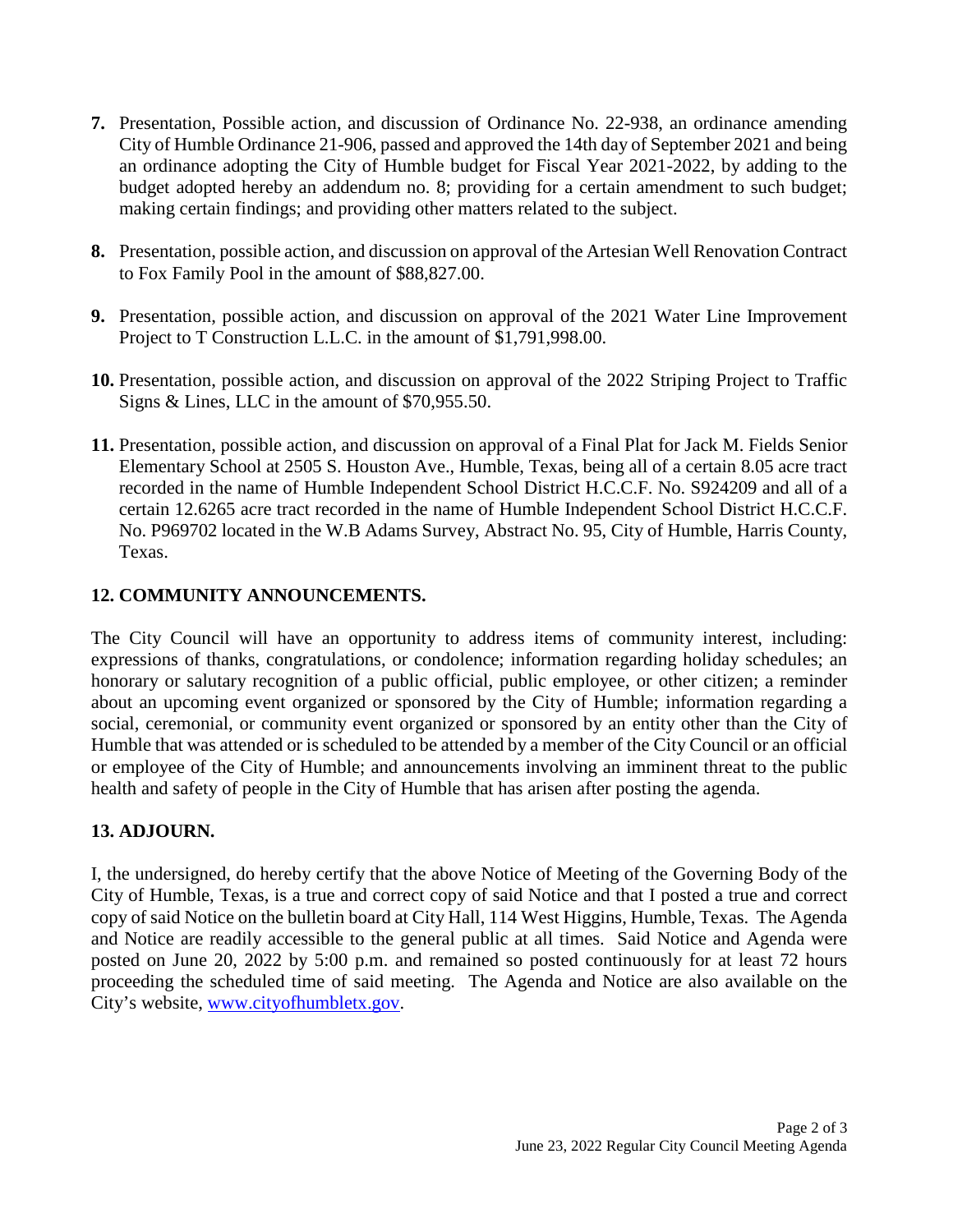7. Presentation, Possible action, and discussion of Ordinance No. 22-938, an ordinance amending City of Humble Ordinance 21-906, passed and approved the 14th day of September 2021 and being an ordinance adopting the City of Humble budget for Fiscal Year 2021-2022, by adding to the budget adopted hereby an addendum no. 8; providing for a certain amendment to such budget; making certain findings; and providing other matters related to the subject.

8. Presentation, possible action, and discussion on approval of the Artesian Well Renovation Contract to Fox Family Pool in the amount of $88,827.00.

9. Presentation, possible action, and discussion on approval of the 2021 Water Line Improvement Project to T Construction L.L.C. in the amount of $1,791,998.00.

10. Presentation, possible action, and discussion on approval of the 2022 Striping Project to Traffic Signs & Lines, LLC in the amount of $70,955.50.

11. Presentation, possible action, and discussion on approval of a Final Plat for Jack M. Fields Senior Elementary School at 2505 S. Houston Ave., Humble, Texas, being all of a certain 8.05 acre tract recorded in the name of Humble Independent School District H.C.C.F. No. S924209 and all of a certain 12.6265 acre tract recorded in the name of Humble Independent School District H.C.C.F. No. P969702 located in the W.B Adams Survey, Abstract No. 95, City of Humble, Harris County, Texas.

**12. COMMUNITY ANNOUNCEMENTS.**

The City Council will have an opportunity to address items of community interest, including: expressions of thanks, congratulations, or condolence; information regarding holiday schedules; an honorary or salutary recognition of a public official, public employee, or other citizen; a reminder about an upcoming event organized or sponsored by the City of Humble; information regarding a social, ceremonial, or community event organized or sponsored by an entity other than the City of Humble that was attended or is scheduled to be attended by a member of the City Council or an official or employee of the City of Humble; and announcements involving an imminent threat to the public health and safety of people in the City of Humble that has arisen after posting the agenda.

**13. ADJOURN.**

I, the undersigned, do hereby certify that the above Notice of Meeting of the Governing Body of the City of Humble, Texas, is a true and correct copy of said Notice and that I posted a true and correct copy of said Notice on the bulletin board at City Hall, 114 West Higgins, Humble, Texas. The Agenda and Notice are readily accessible to the general public at all times. Said Notice and Agenda were posted on June 20, 2022 by 5:00 p.m. and remained so posted continuously for at least 72 hours proceeding the scheduled time of said meeting. The Agenda and Notice are also available on the City's website, [www.cityofhumbletx.gov](http://www.cityofhumbletx.gov).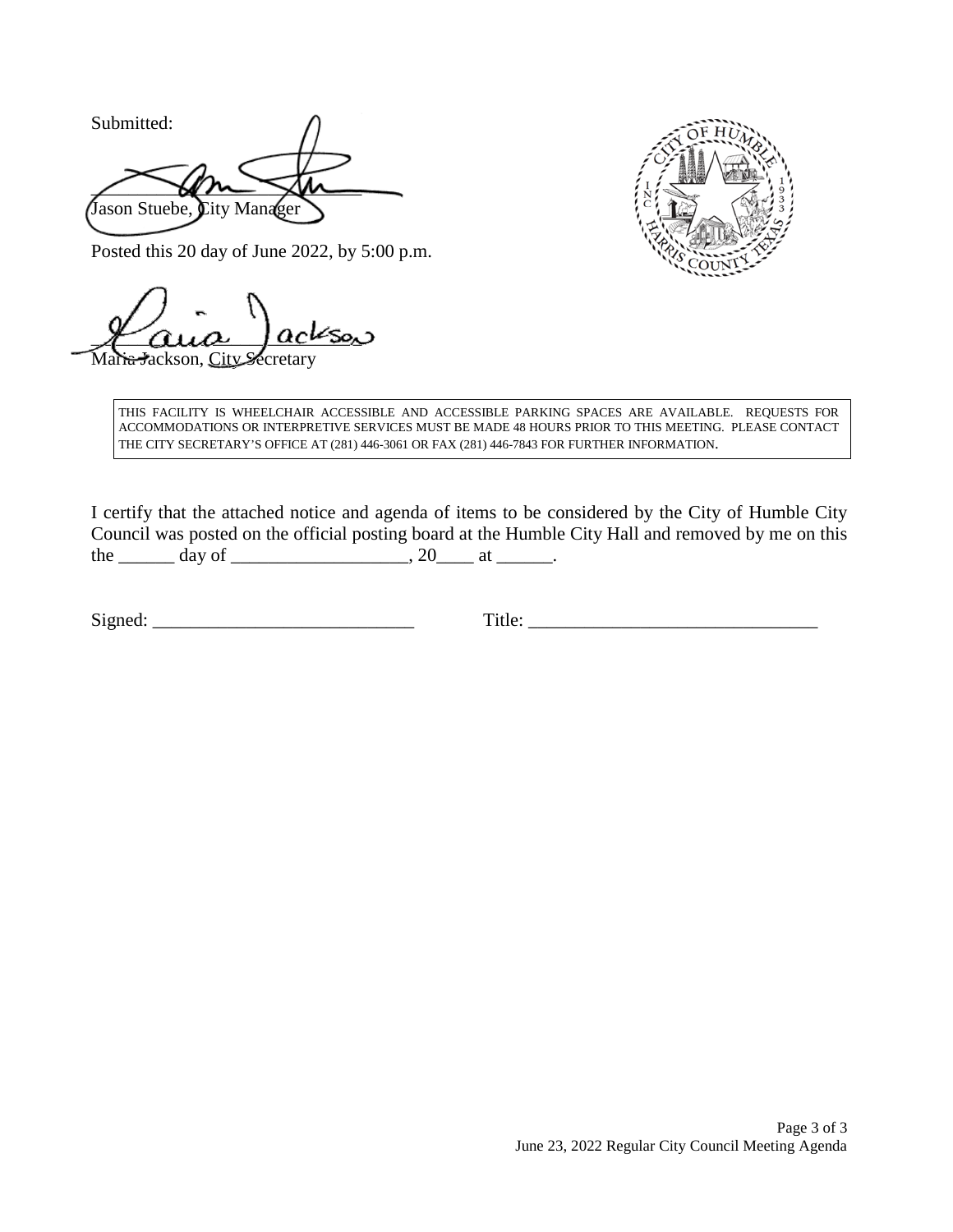Submitted:

\_\_\_\_\_\_\_\_\_\_\_\_\_\_\_\_\_\_\_\_\_\_\_\_\_\_\_\_\_\_

Jason Stuebe, City Manager

Posted this 20 day of June 2022, by 5:00 p.m.

\_\_\_\_\_\_\_\_\_\_\_\_\_\_\_\_\_\_\_\_\_\_\_\_\_\_\_\_\_\_

Maria Jackson, City Secretary

THIS FACILITY IS WHEELCHAIR ACCESSIBLE AND ACCESSIBLE PARKING SPACES ARE AVAILABLE. REQUESTS FOR ACCOMMODATIONS OR INTERPRETIVE SERVICES MUST BE MADE 48 HOURS PRIOR TO THIS MEETING. PLEASE CONTACT THE CITY SECRETARY'S OFFICE AT (281) 446-3061 OR FAX (281) 446-7843 FOR FURTHER INFORMATION.

I certify that the attached notice and agenda of items to be considered by the City of Humble City Council was posted on the official posting board at the Humble City Hall and removed by me on this the ______ day of ___________________, 20____ at ______.

Signed: ____________________________ Title: _______________________________